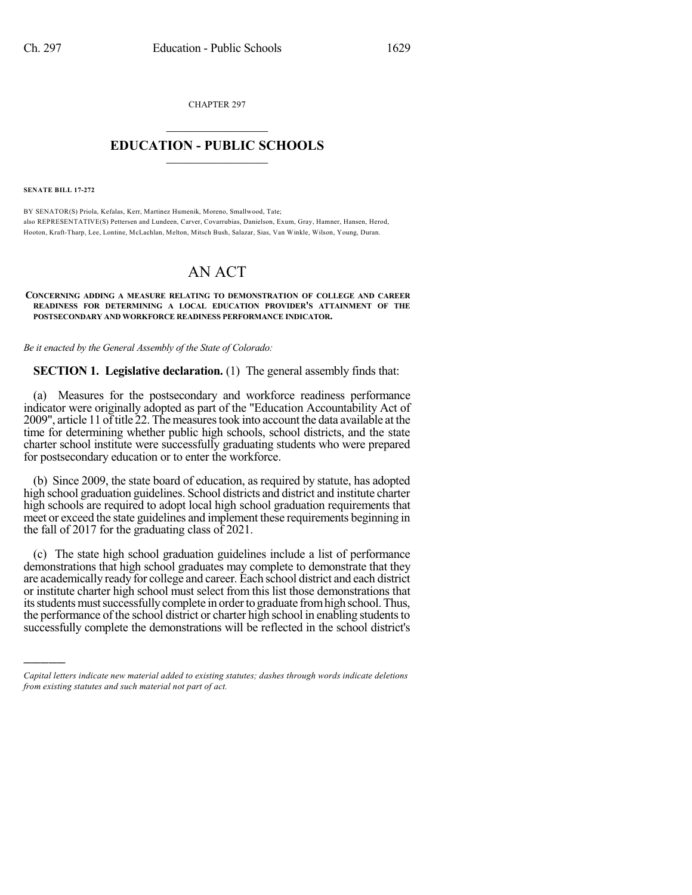CHAPTER 297

# EDUCATION - PUBLIC SCHOOLS

**SENATE BILL 17-272**

BY SENATOR(S) Priola, Kefalas, Kerr, Martinez Humenik, Moreno, Smallwood, Tate;
also REPRESENTATIVE(S) Pettersen and Lundeen, Carver, Covarrubias, Danielson, Exum, Gray, Hamner, Hansen, Herod, Hooton, Kraft-Tharp, Lee, Lontine, McLachlan, Melton, Mitsch Bush, Salazar, Sias, Van Winkle, Wilson, Young, Duran.

# AN ACT

**CONCERNING ADDING A MEASURE RELATING TO DEMONSTRATION OF COLLEGE AND CAREER READINESS FOR DETERMINING A LOCAL EDUCATION PROVIDER'S ATTAINMENT OF THE POSTSECONDARY AND WORKFORCE READINESS PERFORMANCE INDICATOR.**

*Be it enacted by the General Assembly of the State of Colorado:*

**SECTION 1. Legislative declaration.** (1) The general assembly finds that:

(a) Measures for the postsecondary and workforce readiness performance indicator were originally adopted as part of the "Education Accountability Act of 2009", article 11 of title 22. The measures took into account the data available at the time for determining whether public high schools, school districts, and the state charter school institute were successfully graduating students who were prepared for postsecondary education or to enter the workforce.

(b) Since 2009, the state board of education, as required by statute, has adopted high school graduation guidelines. School districts and district and institute charter high schools are required to adopt local high school graduation requirements that meet or exceed the state guidelines and implement these requirements beginning in the fall of 2017 for the graduating class of 2021.

(c) The state high school graduation guidelines include a list of performance demonstrations that high school graduates may complete to demonstrate that they are academically ready for college and career. Each school district and each district or institute charter high school must select from this list those demonstrations that its students must successfully complete in order to graduate from high school. Thus, the performance of the school district or charter high school in enabling students to successfully complete the demonstrations will be reflected in the school district's

*Capital letters indicate new material added to existing statutes; dashes through words indicate deletions from existing statutes and such material not part of act.*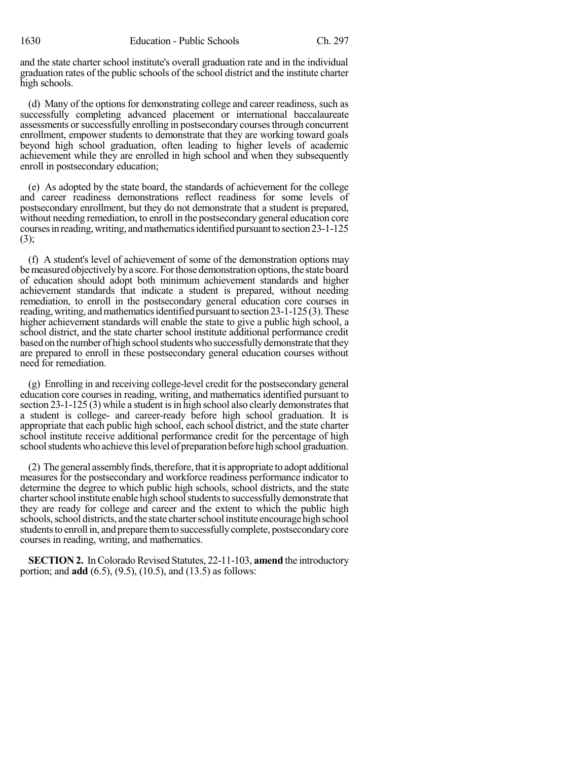and the state charter school institute's overall graduation rate and in the individual graduation rates of the public schools of the school district and the institute charter high schools.

(d) Many of the options for demonstrating college and career readiness, such as successfully completing advanced placement or international baccalaureate assessments or successfully enrolling in postsecondary courses through concurrent enrollment, empower students to demonstrate that they are working toward goals beyond high school graduation, often leading to higher levels of academic achievement while they are enrolled in high school and when they subsequently enroll in postsecondary education;

(e) As adopted by the state board, the standards of achievement for the college and career readiness demonstrations reflect readiness for some levels of postsecondary enrollment, but they do not demonstrate that a student is prepared, without needing remediation, to enroll in the postsecondary general education core courses in reading, writing, and mathematics identified pursuant to section 23-1-125 (3);

(f) A student's level of achievement of some of the demonstration options may be measured objectively by a score. For those demonstration options, the state board of education should adopt both minimum achievement standards and higher achievement standards that indicate a student is prepared, without needing remediation, to enroll in the postsecondary general education core courses in reading, writing, and mathematics identified pursuant to section 23-1-125 (3). These higher achievement standards will enable the state to give a public high school, a school district, and the state charter school institute additional performance credit based on the number of high school students who successfully demonstrate that they are prepared to enroll in these postsecondary general education courses without need for remediation.

(g) Enrolling in and receiving college-level credit for the postsecondary general education core courses in reading, writing, and mathematics identified pursuant to section 23-1-125 (3) while a student is in high school also clearly demonstrates that a student is college- and career-ready before high school graduation. It is appropriate that each public high school, each school district, and the state charter school institute receive additional performance credit for the percentage of high school students who achieve this level of preparation before high school graduation.

(2) The general assembly finds, therefore, that it is appropriate to adopt additional measures for the postsecondary and workforce readiness performance indicator to determine the degree to which public high schools, school districts, and the state charter school institute enable high school students to successfully demonstrate that they are ready for college and career and the extent to which the public high schools, school districts, and the state charter school institute encourage high school students to enroll in, and prepare them to successfully complete, postsecondary core courses in reading, writing, and mathematics.

**SECTION 2.** In Colorado Revised Statutes, 22-11-103, **amend** the introductory portion; and **add** (6.5), (9.5), (10.5), and (13.5) as follows: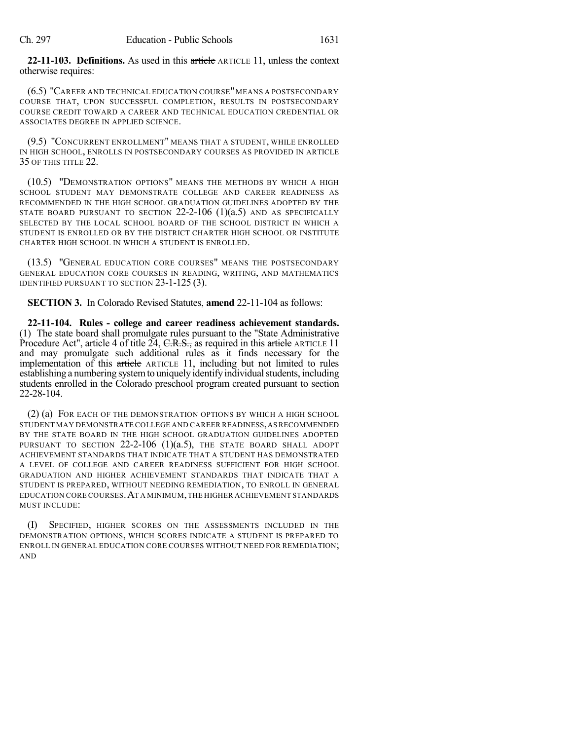**22-11-103. Definitions.** As used in this ~~article~~ ARTICLE 11, unless the context otherwise requires:

(6.5) "CAREER AND TECHNICAL EDUCATION COURSE" MEANS A POSTSECONDARY COURSE THAT, UPON SUCCESSFUL COMPLETION, RESULTS IN POSTSECONDARY COURSE CREDIT TOWARD A CAREER AND TECHNICAL EDUCATION CREDENTIAL OR ASSOCIATES DEGREE IN APPLIED SCIENCE.

(9.5) "CONCURRENT ENROLLMENT" MEANS THAT A STUDENT, WHILE ENROLLED IN HIGH SCHOOL, ENROLLS IN POSTSECONDARY COURSES AS PROVIDED IN ARTICLE 35 OF THIS TITLE 22.

(10.5) "DEMONSTRATION OPTIONS" MEANS THE METHODS BY WHICH A HIGH SCHOOL STUDENT MAY DEMONSTRATE COLLEGE AND CAREER READINESS AS RECOMMENDED IN THE HIGH SCHOOL GRADUATION GUIDELINES ADOPTED BY THE STATE BOARD PURSUANT TO SECTION 22-2-106 (1)(a.5) AND AS SPECIFICALLY SELECTED BY THE LOCAL SCHOOL BOARD OF THE SCHOOL DISTRICT IN WHICH A STUDENT IS ENROLLED OR BY THE DISTRICT CHARTER HIGH SCHOOL OR INSTITUTE CHARTER HIGH SCHOOL IN WHICH A STUDENT IS ENROLLED.

(13.5) "GENERAL EDUCATION CORE COURSES" MEANS THE POSTSECONDARY GENERAL EDUCATION CORE COURSES IN READING, WRITING, AND MATHEMATICS IDENTIFIED PURSUANT TO SECTION 23-1-125 (3).

**SECTION 3.** In Colorado Revised Statutes, **amend** 22-11-104 as follows:

**22-11-104. Rules - college and career readiness achievement standards.** (1) The state board shall promulgate rules pursuant to the "State Administrative Procedure Act", article 4 of title 24, ~~C.R.S.,~~ as required in this ~~article~~ ARTICLE 11 and may promulgate such additional rules as it finds necessary for the implementation of this ~~article~~ ARTICLE 11, including but not limited to rules establishing a numbering system to uniquely identify individual students, including students enrolled in the Colorado preschool program created pursuant to section 22-28-104.

(2) (a) FOR EACH OF THE DEMONSTRATION OPTIONS BY WHICH A HIGH SCHOOL STUDENT MAY DEMONSTRATE COLLEGE AND CAREER READINESS, AS RECOMMENDED BY THE STATE BOARD IN THE HIGH SCHOOL GRADUATION GUIDELINES ADOPTED PURSUANT TO SECTION 22-2-106 (1)(a.5), THE STATE BOARD SHALL ADOPT ACHIEVEMENT STANDARDS THAT INDICATE THAT A STUDENT HAS DEMONSTRATED A LEVEL OF COLLEGE AND CAREER READINESS SUFFICIENT FOR HIGH SCHOOL GRADUATION AND HIGHER ACHIEVEMENT STANDARDS THAT INDICATE THAT A STUDENT IS PREPARED, WITHOUT NEEDING REMEDIATION, TO ENROLL IN GENERAL EDUCATION CORE COURSES. AT A MINIMUM, THE HIGHER ACHIEVEMENT STANDARDS MUST INCLUDE:

(I) SPECIFIED, HIGHER SCORES ON THE ASSESSMENTS INCLUDED IN THE DEMONSTRATION OPTIONS, WHICH SCORES INDICATE A STUDENT IS PREPARED TO ENROLL IN GENERAL EDUCATION CORE COURSES WITHOUT NEED FOR REMEDIATION; AND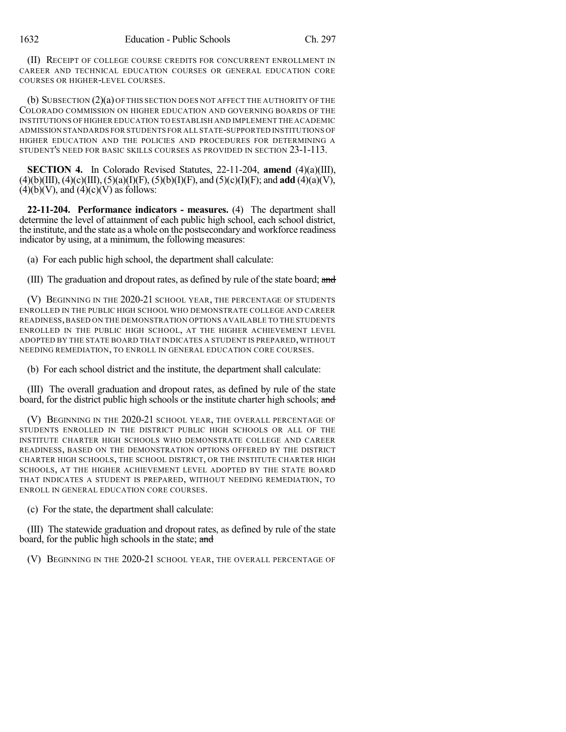(II) RECEIPT OF COLLEGE COURSE CREDITS FOR CONCURRENT ENROLLMENT IN CAREER AND TECHNICAL EDUCATION COURSES OR GENERAL EDUCATION CORE COURSES OR HIGHER-LEVEL COURSES.

(b) SUBSECTION (2)(a) OF THIS SECTION DOES NOT AFFECT THE AUTHORITY OF THE COLORADO COMMISSION ON HIGHER EDUCATION AND GOVERNING BOARDS OF THE INSTITUTIONS OF HIGHER EDUCATION TO ESTABLISH AND IMPLEMENT THE ACADEMIC ADMISSION STANDARDS FOR STUDENTS FOR ALL STATE-SUPPORTED INSTITUTIONS OF HIGHER EDUCATION AND THE POLICIES AND PROCEDURES FOR DETERMINING A STUDENT'S NEED FOR BASIC SKILLS COURSES AS PROVIDED IN SECTION 23-1-113.

**SECTION 4.** In Colorado Revised Statutes, 22-11-204, **amend** (4)(a)(III), (4)(b)(III), (4)(c)(III), (5)(a)(I)(F), (5)(b)(I)(F), and (5)(c)(I)(F); and **add** (4)(a)(V), (4)(b)(V), and (4)(c)(V) as follows:

**22-11-204. Performance indicators - measures.** (4) The department shall determine the level of attainment of each public high school, each school district, the institute, and the state as a whole on the postsecondary and workforce readiness indicator by using, at a minimum, the following measures:

(a) For each public high school, the department shall calculate:

(III) The graduation and dropout rates, as defined by rule of the state board; ~~and~~

(V) BEGINNING IN THE 2020-21 SCHOOL YEAR, THE PERCENTAGE OF STUDENTS ENROLLED IN THE PUBLIC HIGH SCHOOL WHO DEMONSTRATE COLLEGE AND CAREER READINESS, BASED ON THE DEMONSTRATION OPTIONS AVAILABLE TO THE STUDENTS ENROLLED IN THE PUBLIC HIGH SCHOOL, AT THE HIGHER ACHIEVEMENT LEVEL ADOPTED BY THE STATE BOARD THAT INDICATES A STUDENT IS PREPARED, WITHOUT NEEDING REMEDIATION, TO ENROLL IN GENERAL EDUCATION CORE COURSES.

(b) For each school district and the institute, the department shall calculate:

(III) The overall graduation and dropout rates, as defined by rule of the state board, for the district public high schools or the institute charter high schools; ~~and~~

(V) BEGINNING IN THE 2020-21 SCHOOL YEAR, THE OVERALL PERCENTAGE OF STUDENTS ENROLLED IN THE DISTRICT PUBLIC HIGH SCHOOLS OR ALL OF THE INSTITUTE CHARTER HIGH SCHOOLS WHO DEMONSTRATE COLLEGE AND CAREER READINESS, BASED ON THE DEMONSTRATION OPTIONS OFFERED BY THE DISTRICT CHARTER HIGH SCHOOLS, THE SCHOOL DISTRICT, OR THE INSTITUTE CHARTER HIGH SCHOOLS, AT THE HIGHER ACHIEVEMENT LEVEL ADOPTED BY THE STATE BOARD THAT INDICATES A STUDENT IS PREPARED, WITHOUT NEEDING REMEDIATION, TO ENROLL IN GENERAL EDUCATION CORE COURSES.

(c) For the state, the department shall calculate:

(III) The statewide graduation and dropout rates, as defined by rule of the state board, for the public high schools in the state; ~~and~~

(V) BEGINNING IN THE 2020-21 SCHOOL YEAR, THE OVERALL PERCENTAGE OF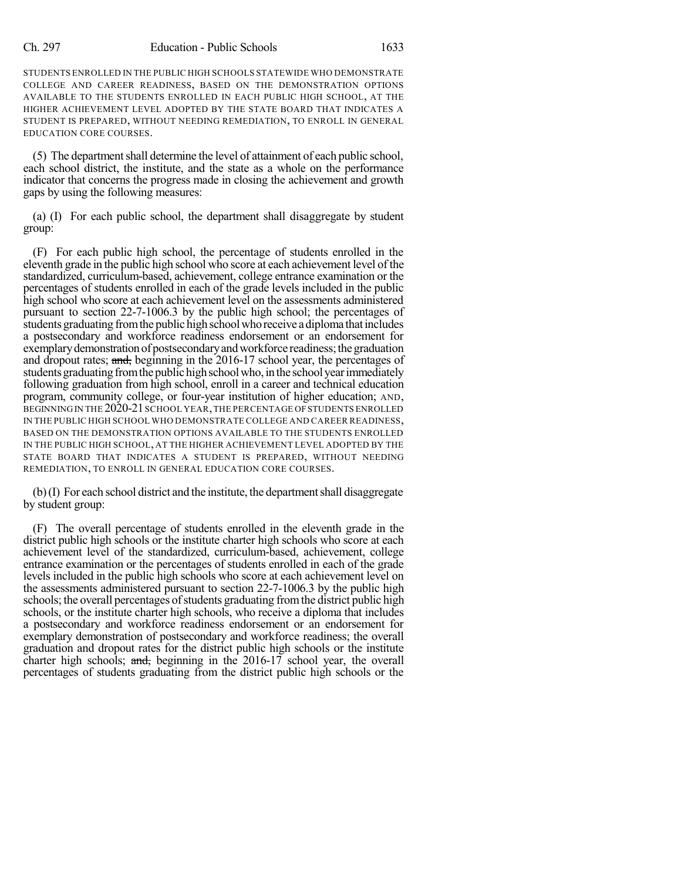STUDENTS ENROLLED IN THE PUBLIC HIGH SCHOOLS STATEWIDE WHO DEMONSTRATE COLLEGE AND CAREER READINESS, BASED ON THE DEMONSTRATION OPTIONS AVAILABLE TO THE STUDENTS ENROLLED IN EACH PUBLIC HIGH SCHOOL, AT THE HIGHER ACHIEVEMENT LEVEL ADOPTED BY THE STATE BOARD THAT INDICATES A STUDENT IS PREPARED, WITHOUT NEEDING REMEDIATION, TO ENROLL IN GENERAL EDUCATION CORE COURSES.

(5) The department shall determine the level of attainment of each public school, each school district, the institute, and the state as a whole on the performance indicator that concerns the progress made in closing the achievement and growth gaps by using the following measures:

(a) (I) For each public school, the department shall disaggregate by student group:

(F) For each public high school, the percentage of students enrolled in the eleventh grade in the public high school who score at each achievement level of the standardized, curriculum-based, achievement, college entrance examination or the percentages of students enrolled in each of the grade levels included in the public high school who score at each achievement level on the assessments administered pursuant to section 22-7-1006.3 by the public high school; the percentages of students graduating from the public high school who receive a diploma that includes a postsecondary and workforce readiness endorsement or an endorsement for exemplary demonstration of postsecondary and workforce readiness; the graduation and dropout rates; ~~and,~~ beginning in the 2016-17 school year, the percentages of students graduating from the public high school who, in the school year immediately following graduation from high school, enroll in a career and technical education program, community college, or four-year institution of higher education; AND, BEGINNING IN THE 2020-21 SCHOOL YEAR, THE PERCENTAGE OF STUDENTS ENROLLED IN THE PUBLIC HIGH SCHOOL WHO DEMONSTRATE COLLEGE AND CAREER READINESS, BASED ON THE DEMONSTRATION OPTIONS AVAILABLE TO THE STUDENTS ENROLLED IN THE PUBLIC HIGH SCHOOL, AT THE HIGHER ACHIEVEMENT LEVEL ADOPTED BY THE STATE BOARD THAT INDICATES A STUDENT IS PREPARED, WITHOUT NEEDING REMEDIATION, TO ENROLL IN GENERAL EDUCATION CORE COURSES.

(b) (I) For each school district and the institute, the department shall disaggregate by student group:

(F) The overall percentage of students enrolled in the eleventh grade in the district public high schools or the institute charter high schools who score at each achievement level of the standardized, curriculum-based, achievement, college entrance examination or the percentages of students enrolled in each of the grade levels included in the public high schools who score at each achievement level on the assessments administered pursuant to section 22-7-1006.3 by the public high schools; the overall percentages of students graduating from the district public high schools, or the institute charter high schools, who receive a diploma that includes a postsecondary and workforce readiness endorsement or an endorsement for exemplary demonstration of postsecondary and workforce readiness; the overall graduation and dropout rates for the district public high schools or the institute charter high schools; ~~and,~~ beginning in the 2016-17 school year, the overall percentages of students graduating from the district public high schools or the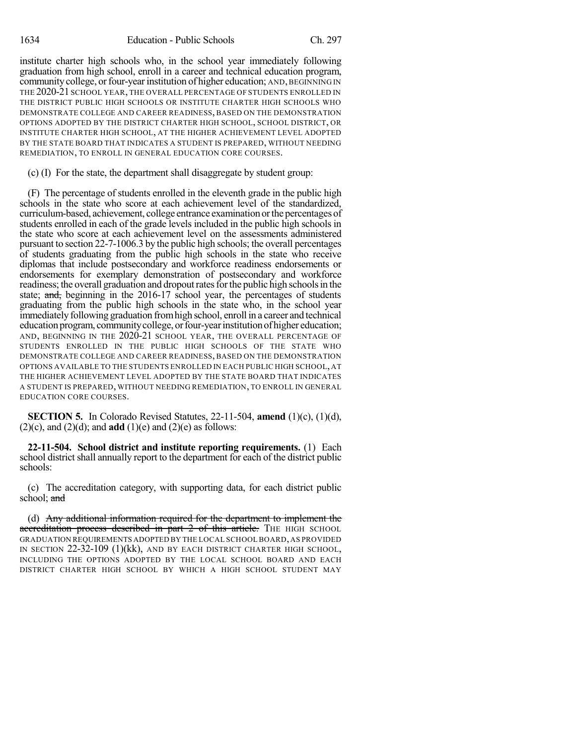institute charter high schools who, in the school year immediately following graduation from high school, enroll in a career and technical education program, community college, or four-year institution of higher education; AND, BEGINNING IN THE 2020-21 SCHOOL YEAR, THE OVERALL PERCENTAGE OF STUDENTS ENROLLED IN THE DISTRICT PUBLIC HIGH SCHOOLS OR INSTITUTE CHARTER HIGH SCHOOLS WHO DEMONSTRATE COLLEGE AND CAREER READINESS, BASED ON THE DEMONSTRATION OPTIONS ADOPTED BY THE DISTRICT CHARTER HIGH SCHOOL, SCHOOL DISTRICT, OR INSTITUTE CHARTER HIGH SCHOOL, AT THE HIGHER ACHIEVEMENT LEVEL ADOPTED BY THE STATE BOARD THAT INDICATES A STUDENT IS PREPARED, WITHOUT NEEDING REMEDIATION, TO ENROLL IN GENERAL EDUCATION CORE COURSES.

(c) (I) For the state, the department shall disaggregate by student group:

(F) The percentage of students enrolled in the eleventh grade in the public high schools in the state who score at each achievement level of the standardized, curriculum-based, achievement, college entrance examination or the percentages of students enrolled in each of the grade levels included in the public high schools in the state who score at each achievement level on the assessments administered pursuant to section 22-7-1006.3 by the public high schools; the overall percentages of students graduating from the public high schools in the state who receive diplomas that include postsecondary and workforce readiness endorsements or endorsements for exemplary demonstration of postsecondary and workforce readiness; the overall graduation and dropout rates for the public high schools in the state; ~~and,~~ beginning in the 2016-17 school year, the percentages of students graduating from the public high schools in the state who, in the school year immediately following graduation from high school, enroll in a career and technical education program, community college, or four-year institution of higher education; AND, BEGINNING IN THE 2020-21 SCHOOL YEAR, THE OVERALL PERCENTAGE OF STUDENTS ENROLLED IN THE PUBLIC HIGH SCHOOLS OF THE STATE WHO DEMONSTRATE COLLEGE AND CAREER READINESS, BASED ON THE DEMONSTRATION OPTIONS AVAILABLE TO THE STUDENTS ENROLLED IN EACH PUBLIC HIGH SCHOOL, AT THE HIGHER ACHIEVEMENT LEVEL ADOPTED BY THE STATE BOARD THAT INDICATES A STUDENT IS PREPARED, WITHOUT NEEDING REMEDIATION, TO ENROLL IN GENERAL EDUCATION CORE COURSES.

**SECTION 5.** In Colorado Revised Statutes, 22-11-504, **amend** (1)(c), (1)(d), (2)(c), and (2)(d); and **add** (1)(e) and (2)(e) as follows:

**22-11-504. School district and institute reporting requirements.** (1) Each school district shall annually report to the department for each of the district public schools:

(c) The accreditation category, with supporting data, for each district public school; ~~and~~

(d) ~~Any additional information required for the department to implement the accreditation process described in part 2 of this article.~~ THE HIGH SCHOOL GRADUATION REQUIREMENTS ADOPTED BY THE LOCAL SCHOOL BOARD, AS PROVIDED IN SECTION 22-32-109 (1)(kk), AND BY EACH DISTRICT CHARTER HIGH SCHOOL, INCLUDING THE OPTIONS ADOPTED BY THE LOCAL SCHOOL BOARD AND EACH DISTRICT CHARTER HIGH SCHOOL BY WHICH A HIGH SCHOOL STUDENT MAY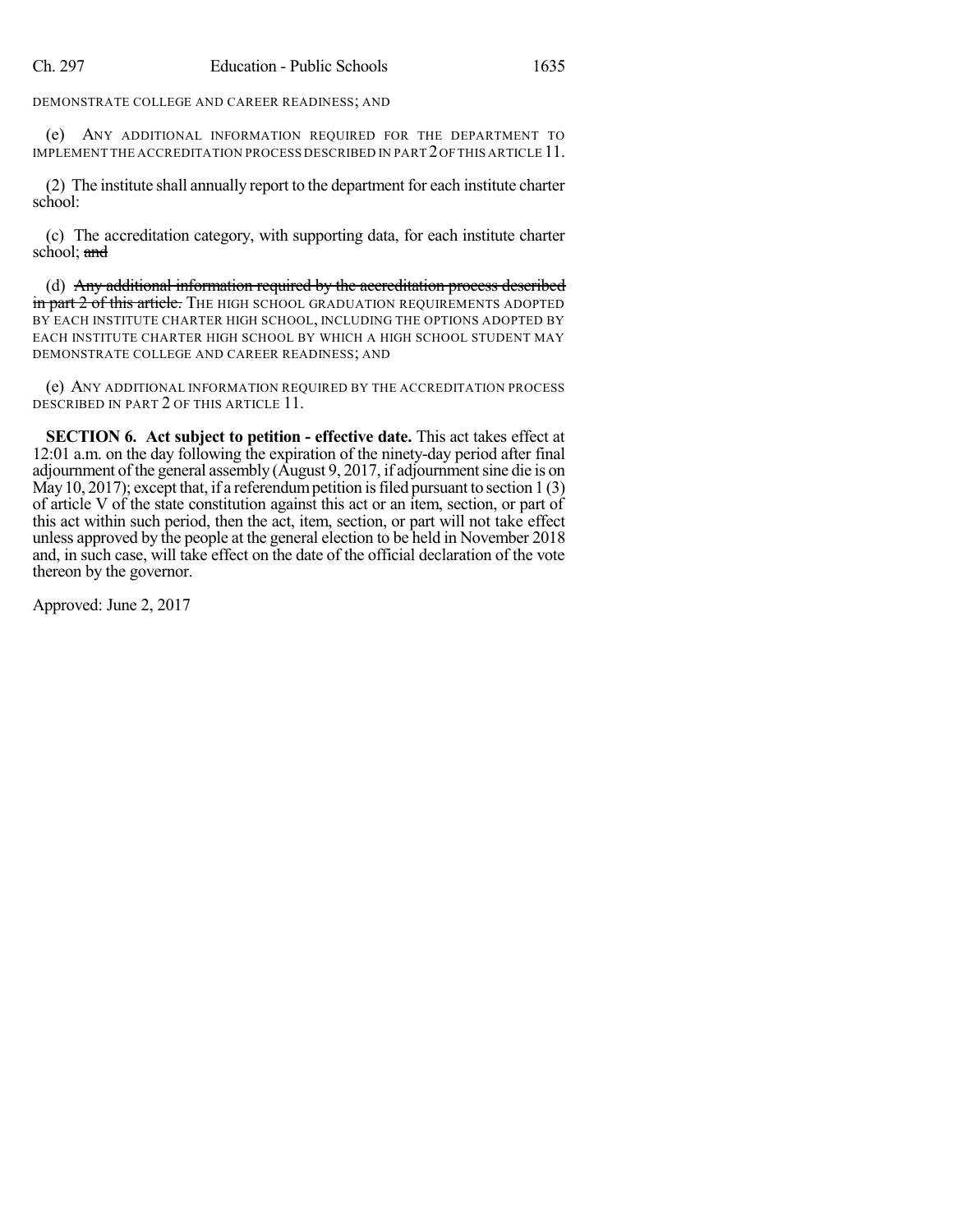DEMONSTRATE COLLEGE AND CAREER READINESS; AND

(e) ANY ADDITIONAL INFORMATION REQUIRED FOR THE DEPARTMENT TO IMPLEMENT THE ACCREDITATION PROCESS DESCRIBED IN PART 2 OF THIS ARTICLE 11.

(2) The institute shall annually report to the department for each institute charter school:

(c) The accreditation category, with supporting data, for each institute charter school; ~~and~~

(d) ~~Any additional information required by the accreditation process described in part 2 of this article.~~ THE HIGH SCHOOL GRADUATION REQUIREMENTS ADOPTED BY EACH INSTITUTE CHARTER HIGH SCHOOL, INCLUDING THE OPTIONS ADOPTED BY EACH INSTITUTE CHARTER HIGH SCHOOL BY WHICH A HIGH SCHOOL STUDENT MAY DEMONSTRATE COLLEGE AND CAREER READINESS; AND

(e) ANY ADDITIONAL INFORMATION REQUIRED BY THE ACCREDITATION PROCESS DESCRIBED IN PART 2 OF THIS ARTICLE 11.

**SECTION 6. Act subject to petition - effective date.** This act takes effect at 12:01 a.m. on the day following the expiration of the ninety-day period after final adjournment of the general assembly (August 9, 2017, if adjournment sine die is on May 10, 2017); except that, if a referendum petition is filed pursuant to section 1 (3) of article V of the state constitution against this act or an item, section, or part of this act within such period, then the act, item, section, or part will not take effect unless approved by the people at the general election to be held in November 2018 and, in such case, will take effect on the date of the official declaration of the vote thereon by the governor.

Approved: June 2, 2017